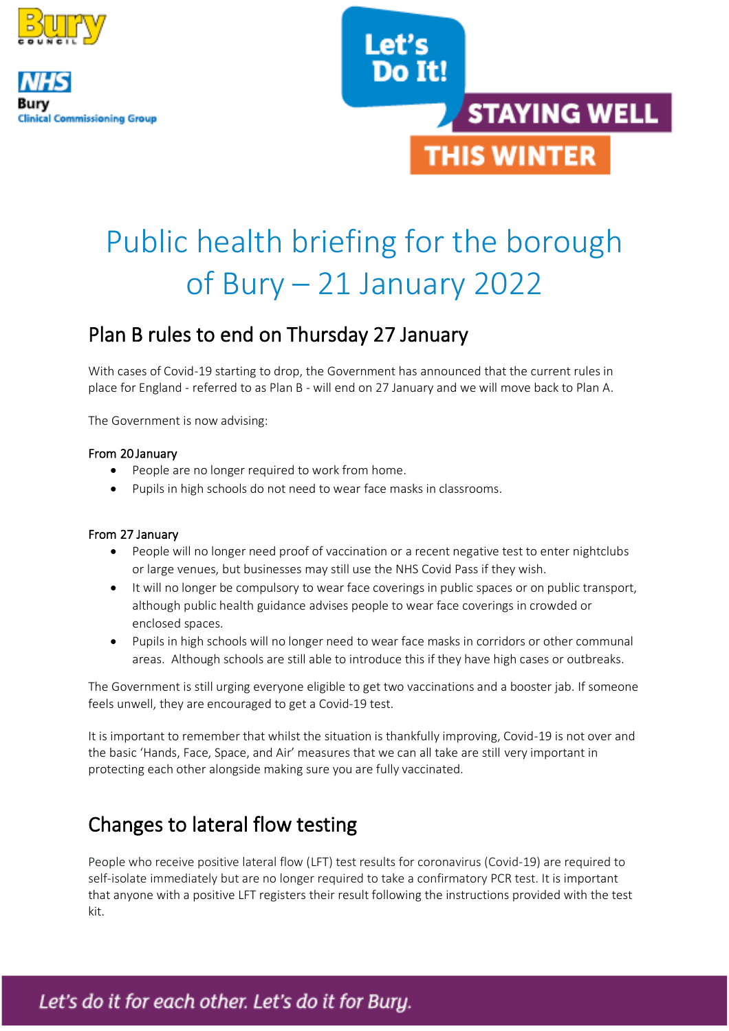# Public health briefing for the borough of Bury – 21 January 2022

## Plan B rules to end on Thursday 27 January

With cases of Covid-19 starting to drop, the Government has announced that the current rules in place for England - referred to as Plan B - will end on 27 January and we will move back to Plan A.

The Government is now advising:

**From 20 January**

- People are no longer required to work from home.
- Pupils in high schools do not need to wear face masks in classrooms.

**From 27 January**

- People will no longer need proof of vaccination or a recent negative test to enter nightclubs or large venues, but businesses may still use the NHS Covid Pass if they wish.
- It will no longer be compulsory to wear face coverings in public spaces or on public transport, although public health guidance advises people to wear face coverings in crowded or enclosed spaces.
- Pupils in high schools will no longer need to wear face masks in corridors or other communal areas. Although schools are still able to introduce this if they have high cases or outbreaks.

The Government is still urging everyone eligible to get two vaccinations and a booster jab. If someone feels unwell, they are encouraged to get a Covid-19 test.

It is important to remember that whilst the situation is thankfully improving, Covid-19 is not over and the basic 'Hands, Face, Space, and Air' measures that we can all take are still very important in protecting each other alongside making sure you are fully vaccinated.

## Changes to lateral flow testing

People who receive positive lateral flow (LFT) test results for coronavirus (Covid-19) are required to self-isolate immediately but are no longer required to take a confirmatory PCR test. It is important that anyone with a positive LFT registers their result following the instructions provided with the test kit.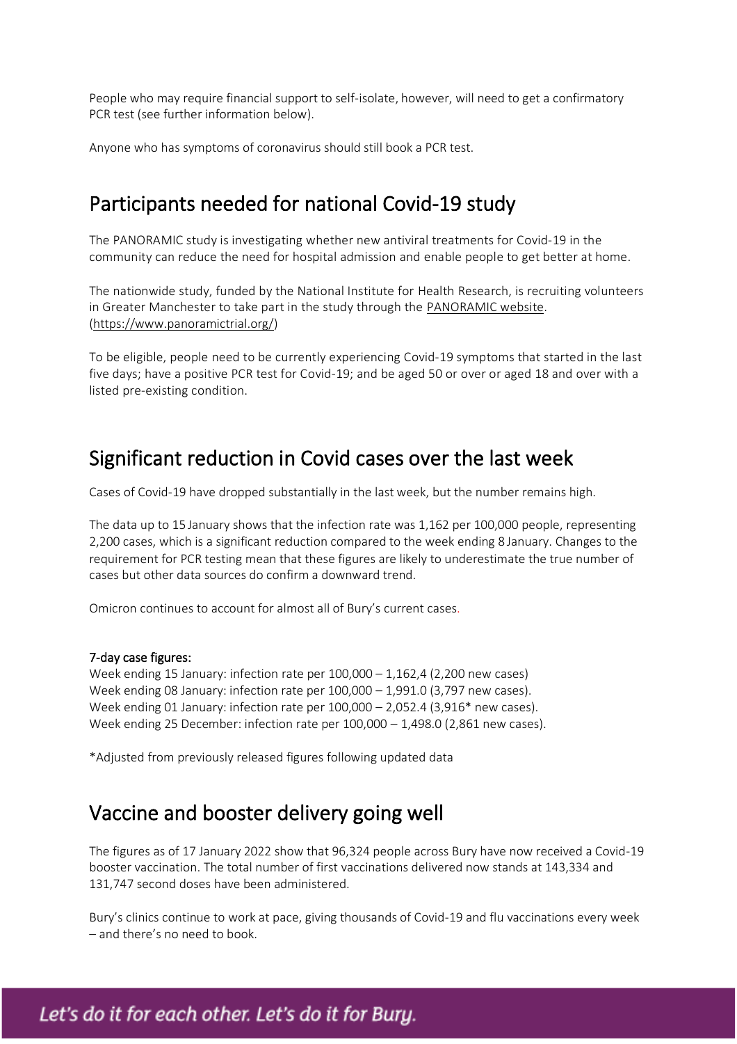People who may require financial support to self-isolate, however, will need to get a confirmatory PCR test (see further information below).

Anyone who has symptoms of coronavirus should still book a PCR test.

## Participants needed for national Covid-19 study

The PANORAMIC study is investigating whether new antiviral treatments for Covid-19 in the community can reduce the need for hospital admission and enable people to get better at home.

The nationwide study, funded by the National Institute for Health Research, is recruiting volunteers in Greater Manchester to take part in the study through the PANORAMIC website. (https://www.panoramictrial.org/)

To be eligible, people need to be currently experiencing Covid-19 symptoms that started in the last five days; have a positive PCR test for Covid-19; and be aged 50 or over or aged 18 and over with a listed pre-existing condition.

## Significant reduction in Covid cases over the last week

Cases of Covid-19 have dropped substantially in the last week, but the number remains high.

The data up to 15 January shows that the infection rate was 1,162 per 100,000 people, representing 2,200 cases, which is a significant reduction compared to the week ending 8 January. Changes to the requirement for PCR testing mean that these figures are likely to underestimate the true number of cases but other data sources do confirm a downward trend.

Omicron continues to account for almost all of Bury's current cases.

**7-day case figures:**
Week ending 15 January: infection rate per 100,000 – 1,162,4 (2,200 new cases)
Week ending 08 January: infection rate per 100,000 – 1,991.0 (3,797 new cases).
Week ending 01 January: infection rate per 100,000 – 2,052.4 (3,916* new cases).
Week ending 25 December: infection rate per 100,000 – 1,498.0 (2,861 new cases).

*Adjusted from previously released figures following updated data

## Vaccine and booster delivery going well

The figures as of 17 January 2022 show that 96,324 people across Bury have now received a Covid-19 booster vaccination. The total number of first vaccinations delivered now stands at 143,334 and 131,747 second doses have been administered.

Bury's clinics continue to work at pace, giving thousands of Covid-19 and flu vaccinations every week – and there's no need to book.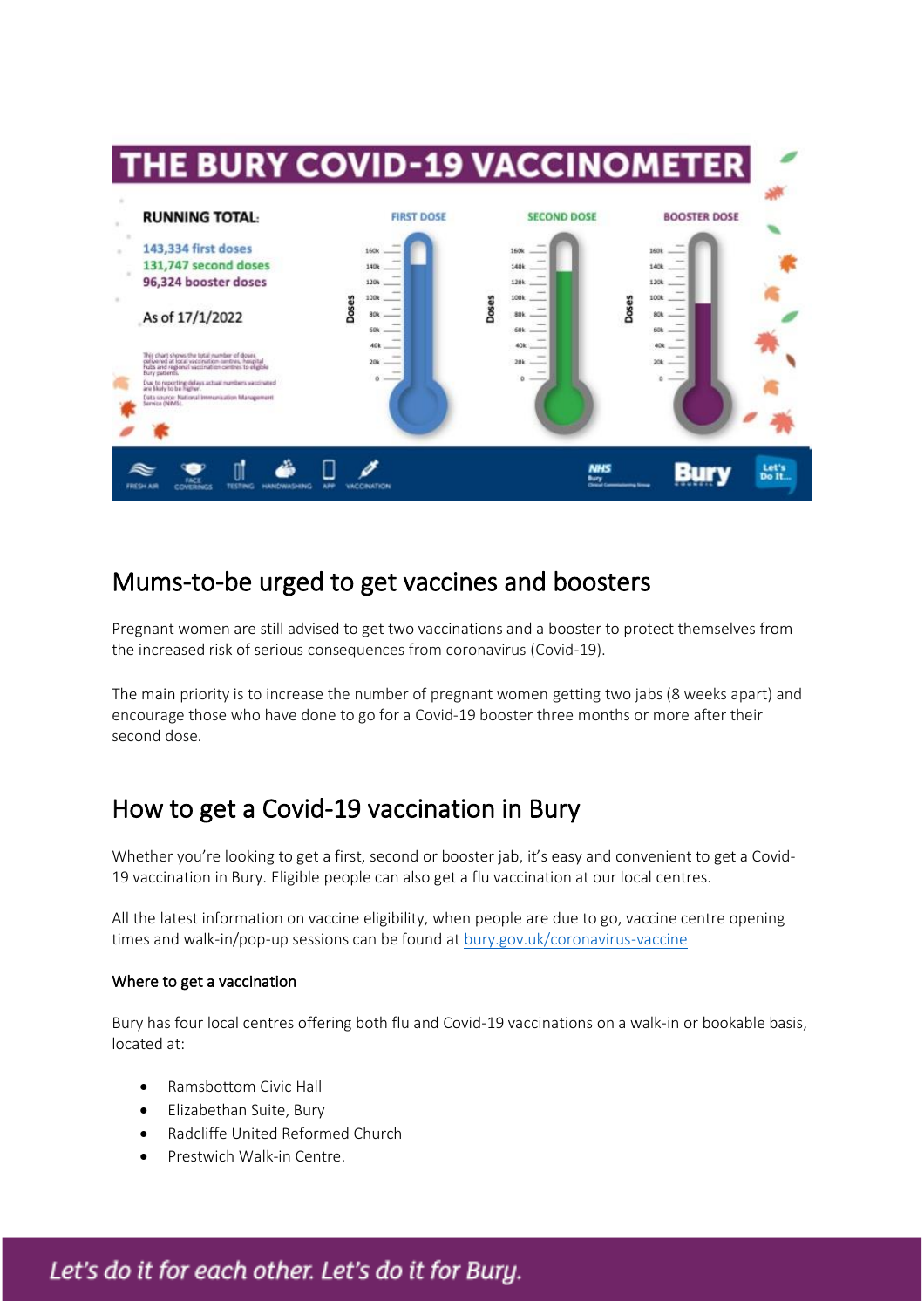# THE BURY COVID-19 VACCINOMETER

**RUNNING TOTAL:**

143,334 first doses
131,747 second doses
96,324 booster doses

As of 17/1/2022

This chart shows the total number of doses delivered at local vaccination centres, hospital hubs and regional vaccination centres to eligible Bury patients.

Due to reporting delays actual numbers vaccinated are likely to be higher.

Data source: National Immunisation Management Service (NIMS).

## Mums-to-be urged to get vaccines and boosters

Pregnant women are still advised to get two vaccinations and a booster to protect themselves from the increased risk of serious consequences from coronavirus (Covid-19).

The main priority is to increase the number of pregnant women getting two jabs (8 weeks apart) and encourage those who have done to go for a Covid-19 booster three months or more after their second dose.

## How to get a Covid-19 vaccination in Bury

Whether you're looking to get a first, second or booster jab, it's easy and convenient to get a Covid-19 vaccination in Bury. Eligible people can also get a flu vaccination at our local centres.

All the latest information on vaccine eligibility, when people are due to go, vaccine centre opening times and walk-in/pop-up sessions can be found at [bury.gov.uk/coronavirus-vaccine](bury.gov.uk/coronavirus-vaccine)

### Where to get a vaccination

Bury has four local centres offering both flu and Covid-19 vaccinations on a walk-in or bookable basis, located at:

- Ramsbottom Civic Hall
- Elizabethan Suite, Bury
- Radcliffe United Reformed Church
- Prestwich Walk-in Centre.

*Let's do it for each other. Let's do it for Bury.*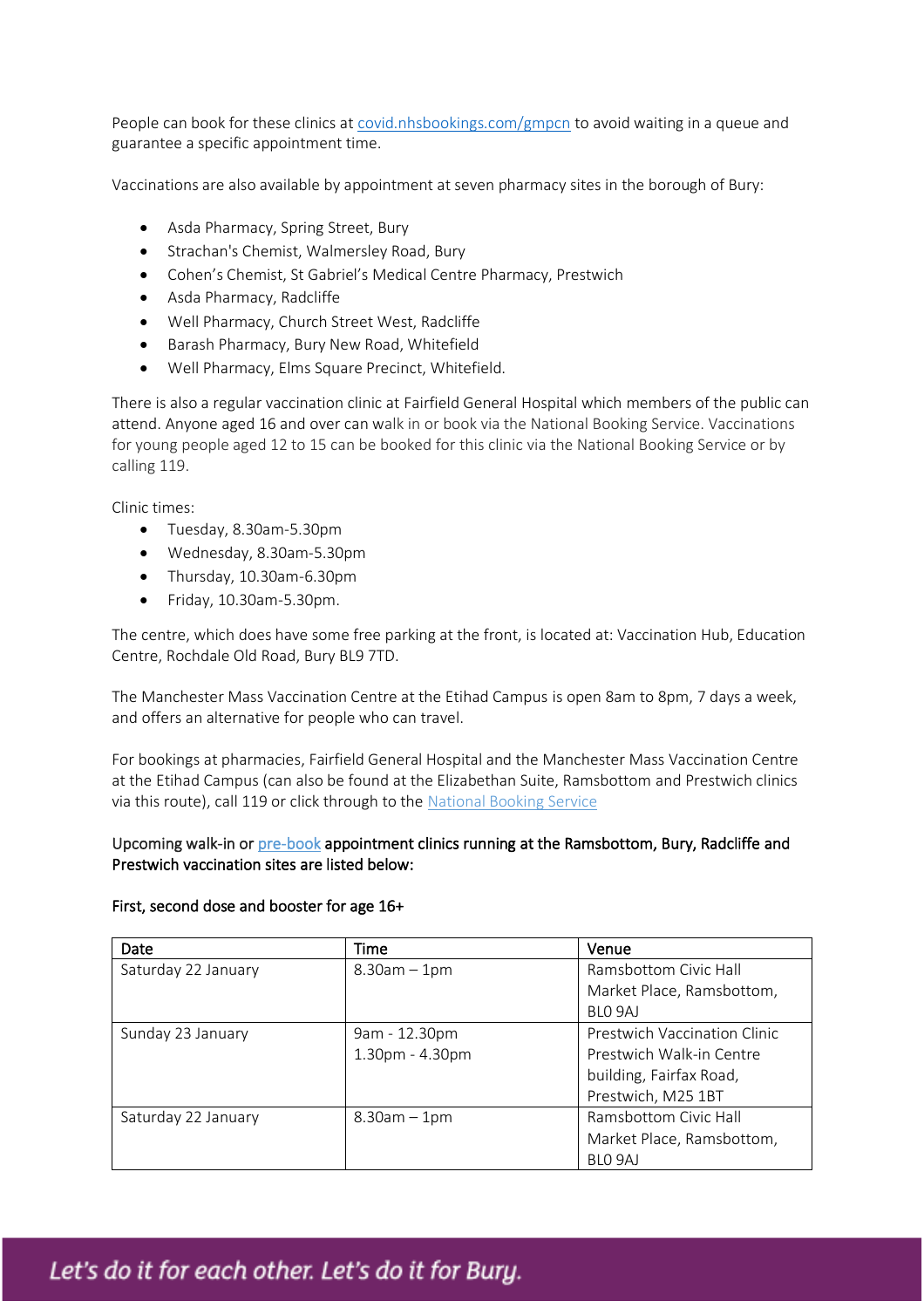People can book for these clinics at [covid.nhsbookings.com/gmpcn](covid.nhsbookings.com/gmpcn) to avoid waiting in a queue and guarantee a specific appointment time.

Vaccinations are also available by appointment at seven pharmacy sites in the borough of Bury:

- Asda Pharmacy, Spring Street, Bury
- Strachan's Chemist, Walmersley Road, Bury
- Cohen's Chemist, St Gabriel's Medical Centre Pharmacy, Prestwich
- Asda Pharmacy, Radcliffe
- Well Pharmacy, Church Street West, Radcliffe
- Barash Pharmacy, Bury New Road, Whitefield
- Well Pharmacy, Elms Square Precinct, Whitefield.

There is also a regular vaccination clinic at Fairfield General Hospital which members of the public can attend. Anyone aged 16 and over can walk in or book via the National Booking Service. Vaccinations for young people aged 12 to 15 can be booked for this clinic via the National Booking Service or by calling 119.

Clinic times:

- Tuesday, 8.30am-5.30pm
- Wednesday, 8.30am-5.30pm
- Thursday, 10.30am-6.30pm
- Friday, 10.30am-5.30pm.

The centre, which does have some free parking at the front, is located at: Vaccination Hub, Education Centre, Rochdale Old Road, Bury BL9 7TD.

The Manchester Mass Vaccination Centre at the Etihad Campus is open 8am to 8pm, 7 days a week, and offers an alternative for people who can travel.

For bookings at pharmacies, Fairfield General Hospital and the Manchester Mass Vaccination Centre at the Etihad Campus (can also be found at the Elizabethan Suite, Ramsbottom and Prestwich clinics via this route), call 119 or click through to the National Booking Service

**Upcoming walk-in or pre-book appointment clinics running at the Ramsbottom, Bury, Radcliffe and Prestwich vaccination sites are listed below:**

**First, second dose and booster for age 16+**

| Date | Time | Venue |
|---|---|---|
| Saturday 22 January | 8.30am – 1pm | Ramsbottom Civic Hall Market Place, Ramsbottom, BL0 9AJ |
| Sunday 23 January | 9am - 12.30pm 1.30pm - 4.30pm | Prestwich Vaccination Clinic Prestwich Walk-in Centre building, Fairfax Road, Prestwich, M25 1BT |
| Saturday 22 January | 8.30am – 1pm | Ramsbottom Civic Hall Market Place, Ramsbottom, BL0 9AJ |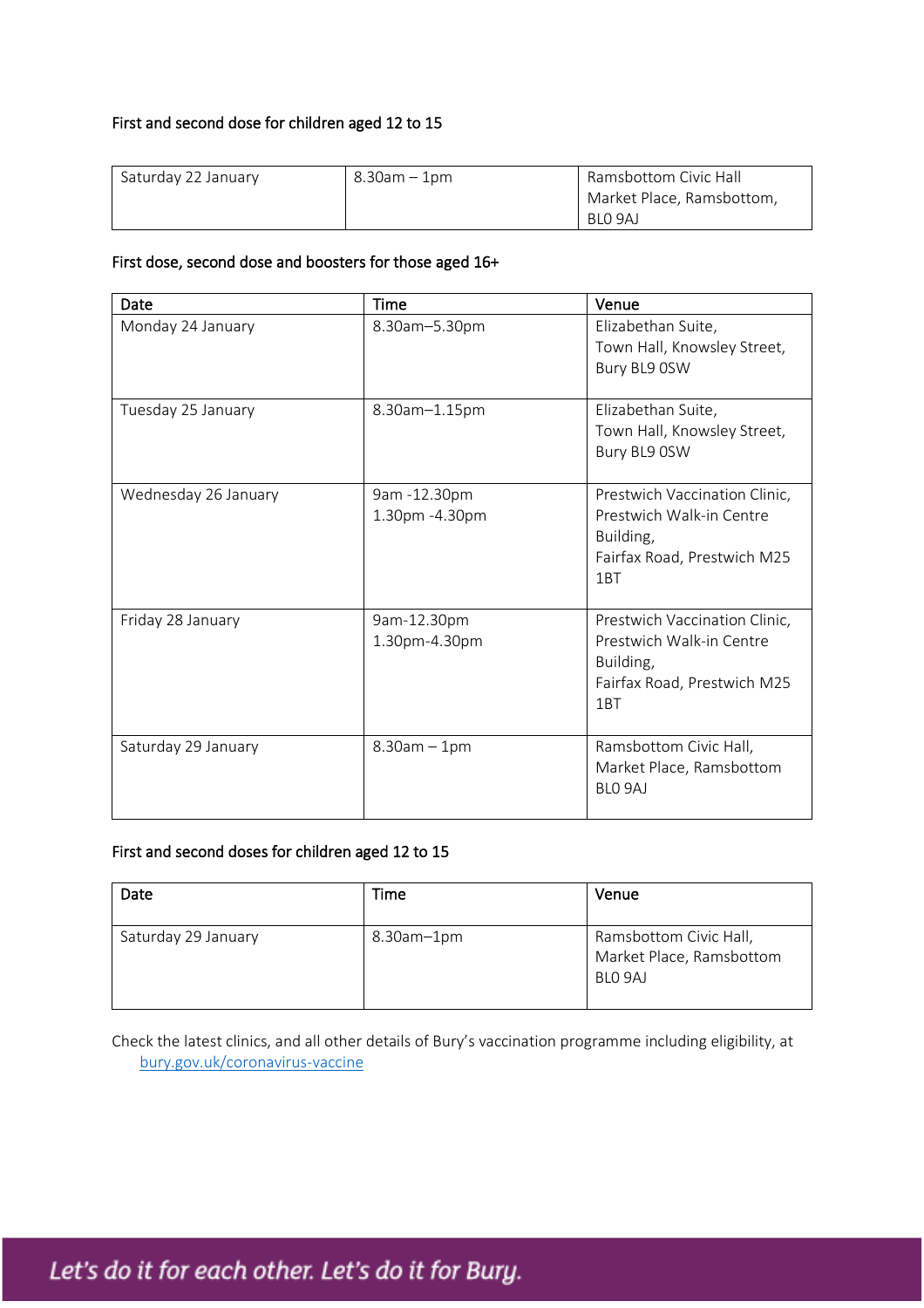First and second dose for children aged 12 to 15

| | | |
|---|---|---|
| Saturday 22 January | 8.30am – 1pm | Ramsbottom Civic Hall Market Place, Ramsbottom, BL0 9AJ |

First dose, second dose and boosters for those aged 16+

| Date | Time | Venue |
|---|---|---|
| Monday 24 January | 8.30am–5.30pm | Elizabethan Suite, Town Hall, Knowsley Street, Bury BL9 0SW |
| Tuesday 25 January | 8.30am–1.15pm | Elizabethan Suite, Town Hall, Knowsley Street, Bury BL9 0SW |
| Wednesday 26 January | 9am -12.30pm<br>1.30pm -4.30pm | Prestwich Vaccination Clinic, Prestwich Walk-in Centre Building, Fairfax Road, Prestwich M25 1BT |
| Friday 28 January | 9am-12.30pm<br>1.30pm-4.30pm | Prestwich Vaccination Clinic, Prestwich Walk-in Centre Building, Fairfax Road, Prestwich M25 1BT |
| Saturday 29 January | 8.30am – 1pm | Ramsbottom Civic Hall, Market Place, Ramsbottom BL0 9AJ |

First and second doses for children aged 12 to 15

| Date | Time | Venue |
|---|---|---|
| Saturday 29 January | 8.30am–1pm | Ramsbottom Civic Hall, Market Place, Ramsbottom BL0 9AJ |

Check the latest clinics, and all other details of Bury's vaccination programme including eligibility, at bury.gov.uk/coronavirus-vaccine

*Let's do it for each other. Let's do it for Bury.*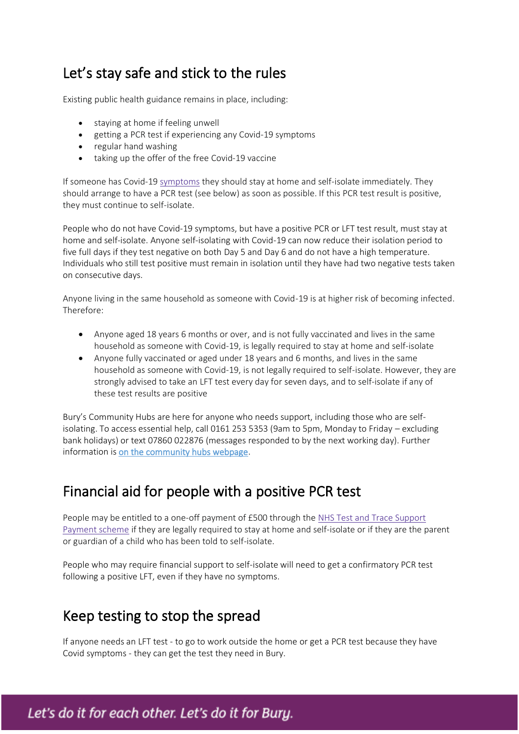## Let's stay safe and stick to the rules

Existing public health guidance remains in place, including:

- staying at home if feeling unwell
- getting a PCR test if experiencing any Covid-19 symptoms
- regular hand washing
- taking up the offer of the free Covid-19 vaccine

If someone has Covid-19 symptoms they should stay at home and self-isolate immediately. They should arrange to have a PCR test (see below) as soon as possible. If this PCR test result is positive, they must continue to self-isolate.

People who do not have Covid-19 symptoms, but have a positive PCR or LFT test result, must stay at home and self-isolate. Anyone self-isolating with Covid-19 can now reduce their isolation period to five full days if they test negative on both Day 5 and Day 6 and do not have a high temperature. Individuals who still test positive must remain in isolation until they have had two negative tests taken on consecutive days.

Anyone living in the same household as someone with Covid-19 is at higher risk of becoming infected. Therefore:

- Anyone aged 18 years 6 months or over, and is not fully vaccinated and lives in the same household as someone with Covid-19, is legally required to stay at home and self-isolate
- Anyone fully vaccinated or aged under 18 years and 6 months, and lives in the same household as someone with Covid-19, is not legally required to self-isolate. However, they are strongly advised to take an LFT test every day for seven days, and to self-isolate if any of these test results are positive

Bury's Community Hubs are here for anyone who needs support, including those who are self-isolating. To access essential help, call 0161 253 5353 (9am to 5pm, Monday to Friday – excluding bank holidays) or text 07860 022876 (messages responded to by the next working day). Further information is on the community hubs webpage.

## Financial aid for people with a positive PCR test

People may be entitled to a one-off payment of £500 through the NHS Test and Trace Support Payment scheme if they are legally required to stay at home and self-isolate or if they are the parent or guardian of a child who has been told to self-isolate.

People who may require financial support to self-isolate will need to get a confirmatory PCR test following a positive LFT, even if they have no symptoms.

## Keep testing to stop the spread

If anyone needs an LFT test - to go to work outside the home or get a PCR test because they have Covid symptoms - they can get the test they need in Bury.

*Let's do it for each other. Let's do it for Bury.*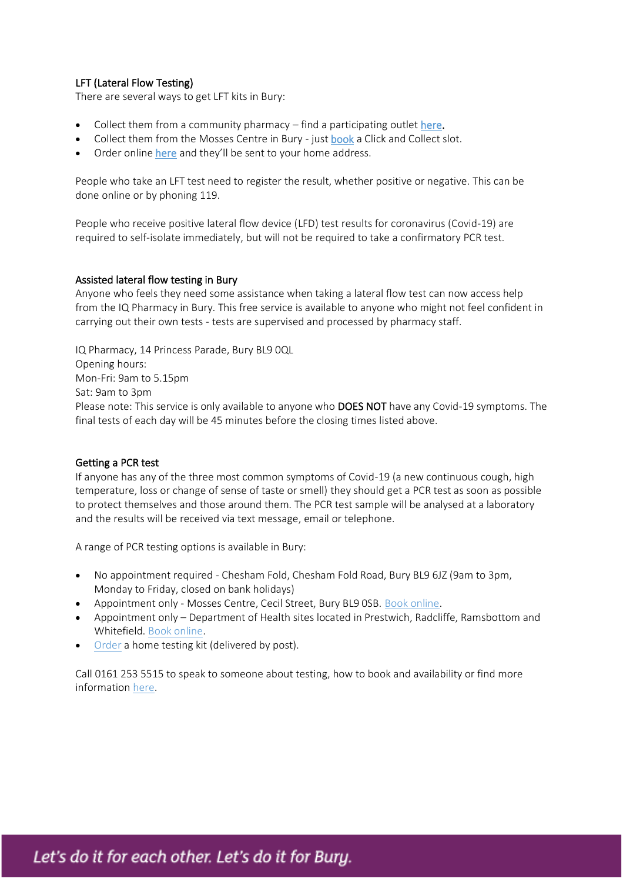## LFT (Lateral Flow Testing)

There are several ways to get LFT kits in Bury:

- Collect them from a community pharmacy – find a participating outlet here.
- Collect them from the Mosses Centre in Bury - just book a Click and Collect slot.
- Order online here and they'll be sent to your home address.

People who take an LFT test need to register the result, whether positive or negative. This can be done online or by phoning 119.

People who receive positive lateral flow device (LFD) test results for coronavirus (Covid-19) are required to self-isolate immediately, but will not be required to take a confirmatory PCR test.

## Assisted lateral flow testing in Bury

Anyone who feels they need some assistance when taking a lateral flow test can now access help from the IQ Pharmacy in Bury. This free service is available to anyone who might not feel confident in carrying out their own tests - tests are supervised and processed by pharmacy staff.

IQ Pharmacy, 14 Princess Parade, Bury BL9 0QL
Opening hours:
Mon-Fri: 9am to 5.15pm
Sat: 9am to 3pm
Please note: This service is only available to anyone who **DOES NOT** have any Covid-19 symptoms. The final tests of each day will be 45 minutes before the closing times listed above.

## Getting a PCR test

If anyone has any of the three most common symptoms of Covid-19 (a new continuous cough, high temperature, loss or change of sense of taste or smell) they should get a PCR test as soon as possible to protect themselves and those around them. The PCR test sample will be analysed at a laboratory and the results will be received via text message, email or telephone.

A range of PCR testing options is available in Bury:

- No appointment required - Chesham Fold, Chesham Fold Road, Bury BL9 6JZ (9am to 3pm, Monday to Friday, closed on bank holidays)
- Appointment only - Mosses Centre, Cecil Street, Bury BL9 0SB. Book online.
- Appointment only – Department of Health sites located in Prestwich, Radcliffe, Ramsbottom and Whitefield. Book online.
- Order a home testing kit (delivered by post).

Call 0161 253 5515 to speak to someone about testing, how to book and availability or find more information here.

*Let's do it for each other. Let's do it for Bury.*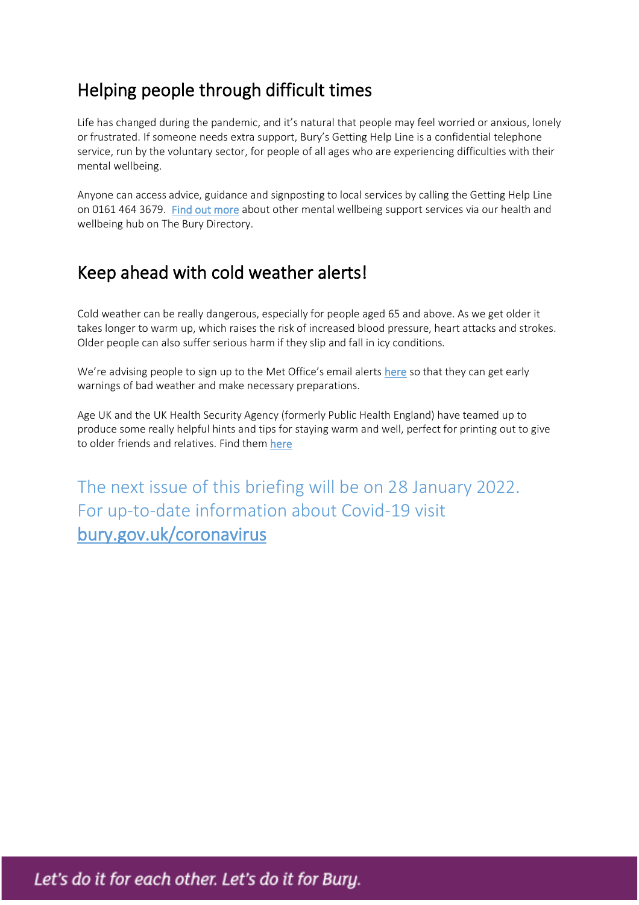## Helping people through difficult times

Life has changed during the pandemic, and it's natural that people may feel worried or anxious, lonely or frustrated. If someone needs extra support, Bury's Getting Help Line is a confidential telephone service, run by the voluntary sector, for people of all ages who are experiencing difficulties with their mental wellbeing.

Anyone can access advice, guidance and signposting to local services by calling the Getting Help Line on 0161 464 3679. Find out more about other mental wellbeing support services via our health and wellbeing hub on The Bury Directory.

## Keep ahead with cold weather alerts!

Cold weather can be really dangerous, especially for people aged 65 and above. As we get older it takes longer to warm up, which raises the risk of increased blood pressure, heart attacks and strokes. Older people can also suffer serious harm if they slip and fall in icy conditions.

We're advising people to sign up to the Met Office's email alerts here so that they can get early warnings of bad weather and make necessary preparations.

Age UK and the UK Health Security Agency (formerly Public Health England) have teamed up to produce some really helpful hints and tips for staying warm and well, perfect for printing out to give to older friends and relatives. Find them here

The next issue of this briefing will be on 28 January 2022.
For up-to-date information about Covid-19 visit
bury.gov.uk/coronavirus

*Let's do it for each other. Let's do it for Bury.*